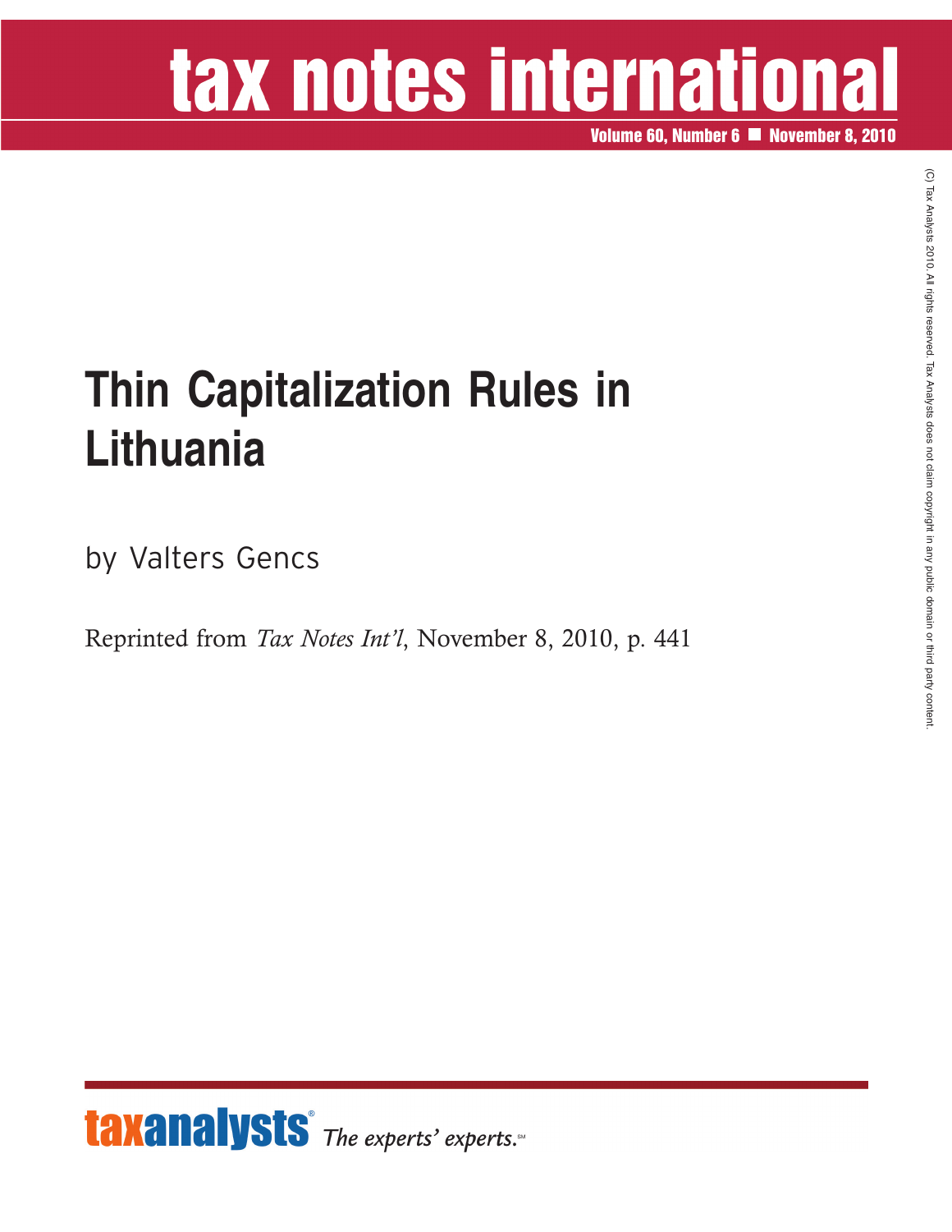# tax notes international

Volume 60, Number 6 ■ November 8, 2010

(C) Tax Analysts 2010. All rights reserved. Tax Analysts does not claim copyright in any public domain or third party content.

## Thin Capitalization Rules in Lithuania

by Valters Gencs

Reprinted from *Tax Notes Int'l*, November 8, 2010, p. 441

taxanalysts® *The experts' experts.*℠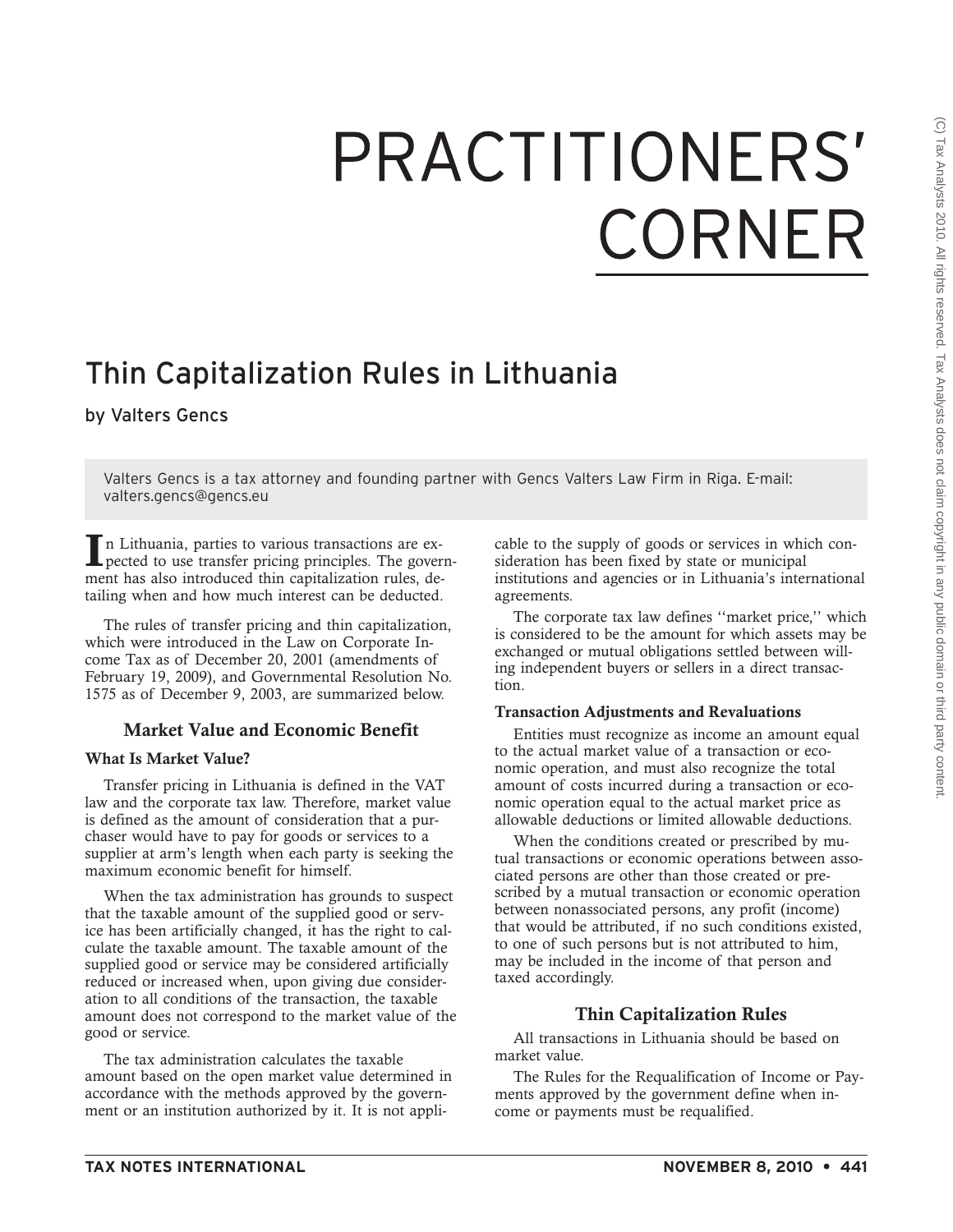／

# PRACTITIONERS' CORNER

## Thin Capitalization Rules in Lithuania

by Valters Gencs

Valters Gencs is a tax attorney and founding partner with Gencs Valters Law Firm in Riga. E-mail: valters.gencs@gencs.eu

In Lithuania, parties to various transactions are expected to use transfer pricing principles. The government has also introduced thin capitalization rules, detailing when and how much interest can be deducted.

The rules of transfer pricing and thin capitalization, which were introduced in the Law on Corporate Income Tax as of December 20, 2001 (amendments of February 19, 2009), and Governmental Resolution No. 1575 as of December 9, 2003, are summarized below.

### Market Value and Economic Benefit

#### What Is Market Value?

Transfer pricing in Lithuania is defined in the VAT law and the corporate tax law. Therefore, market value is defined as the amount of consideration that a purchaser would have to pay for goods or services to a supplier at arm's length when each party is seeking the maximum economic benefit for himself.

When the tax administration has grounds to suspect that the taxable amount of the supplied good or service has been artificially changed, it has the right to calculate the taxable amount. The taxable amount of the supplied good or service may be considered artificially reduced or increased when, upon giving due consideration to all conditions of the transaction, the taxable amount does not correspond to the market value of the good or service.

The tax administration calculates the taxable amount based on the open market value determined in accordance with the methods approved by the government or an institution authorized by it. It is not applicable to the supply of goods or services in which consideration has been fixed by state or municipal institutions and agencies or in Lithuania's international agreements.

The corporate tax law defines ''market price,'' which is considered to be the amount for which assets may be exchanged or mutual obligations settled between willing independent buyers or sellers in a direct transaction.

#### Transaction Adjustments and Revaluations

Entities must recognize as income an amount equal to the actual market value of a transaction or economic operation, and must also recognize the total amount of costs incurred during a transaction or economic operation equal to the actual market price as allowable deductions or limited allowable deductions.

When the conditions created or prescribed by mutual transactions or economic operations between associated persons are other than those created or prescribed by a mutual transaction or economic operation between nonassociated persons, any profit (income) that would be attributed, if no such conditions existed, to one of such persons but is not attributed to him, may be included in the income of that person and taxed accordingly.

### Thin Capitalization Rules

All transactions in Lithuania should be based on market value.

The Rules for the Requalification of Income or Payments approved by the government define when income or payments must be requalified.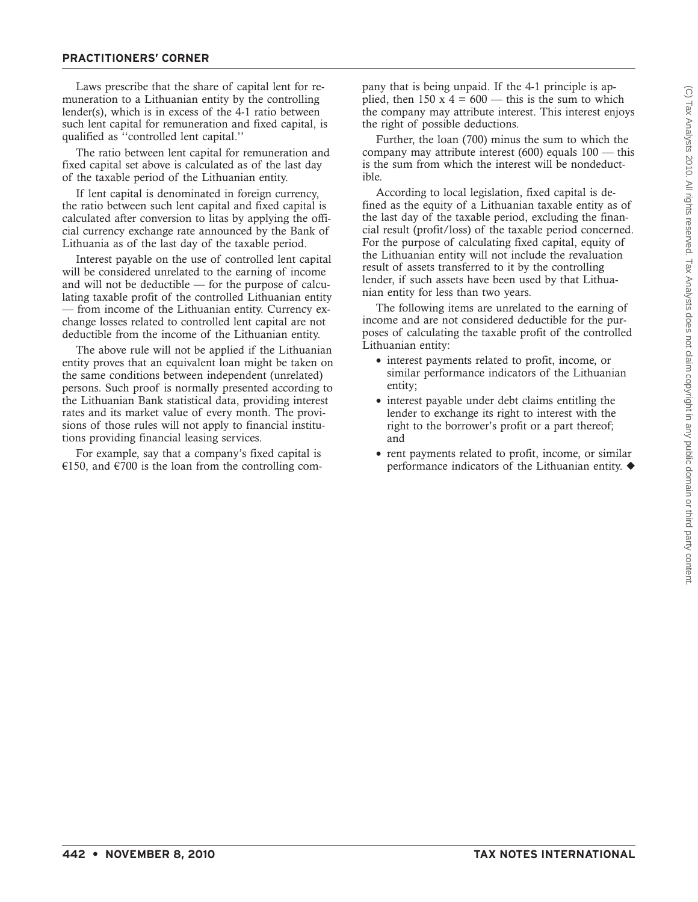Laws prescribe that the share of capital lent for remuneration to a Lithuanian entity by the controlling lender(s), which is in excess of the 4-1 ratio between such lent capital for remuneration and fixed capital, is qualified as ''controlled lent capital.''

The ratio between lent capital for remuneration and fixed capital set above is calculated as of the last day of the taxable period of the Lithuanian entity.

If lent capital is denominated in foreign currency, the ratio between such lent capital and fixed capital is calculated after conversion to litas by applying the official currency exchange rate announced by the Bank of Lithuania as of the last day of the taxable period.

Interest payable on the use of controlled lent capital will be considered unrelated to the earning of income and will not be deductible — for the purpose of calculating taxable profit of the controlled Lithuanian entity — from income of the Lithuanian entity. Currency exchange losses related to controlled lent capital are not deductible from the income of the Lithuanian entity.

The above rule will not be applied if the Lithuanian entity proves that an equivalent loan might be taken on the same conditions between independent (unrelated) persons. Such proof is normally presented according to the Lithuanian Bank statistical data, providing interest rates and its market value of every month. The provisions of those rules will not apply to financial institutions providing financial leasing services.

For example, say that a company's fixed capital is €150, and €700 is the loan from the controlling company that is being unpaid. If the 4-1 principle is applied, then 150 x 4 = 600 — this is the sum to which the company may attribute interest. This interest enjoys the right of possible deductions.

Further, the loan (700) minus the sum to which the company may attribute interest (600) equals 100 — this is the sum from which the interest will be nondeductible.

According to local legislation, fixed capital is defined as the equity of a Lithuanian taxable entity as of the last day of the taxable period, excluding the financial result (profit/loss) of the taxable period concerned. For the purpose of calculating fixed capital, equity of the Lithuanian entity will not include the revaluation result of assets transferred to it by the controlling lender, if such assets have been used by that Lithuanian entity for less than two years.

The following items are unrelated to the earning of income and are not considered deductible for the purposes of calculating the taxable profit of the controlled Lithuanian entity:

- interest payments related to profit, income, or similar performance indicators of the Lithuanian entity;
- interest payable under debt claims entitling the lender to exchange its right to interest with the right to the borrower's profit or a part thereof; and
- rent payments related to profit, income, or similar performance indicators of the Lithuanian entity. ◆